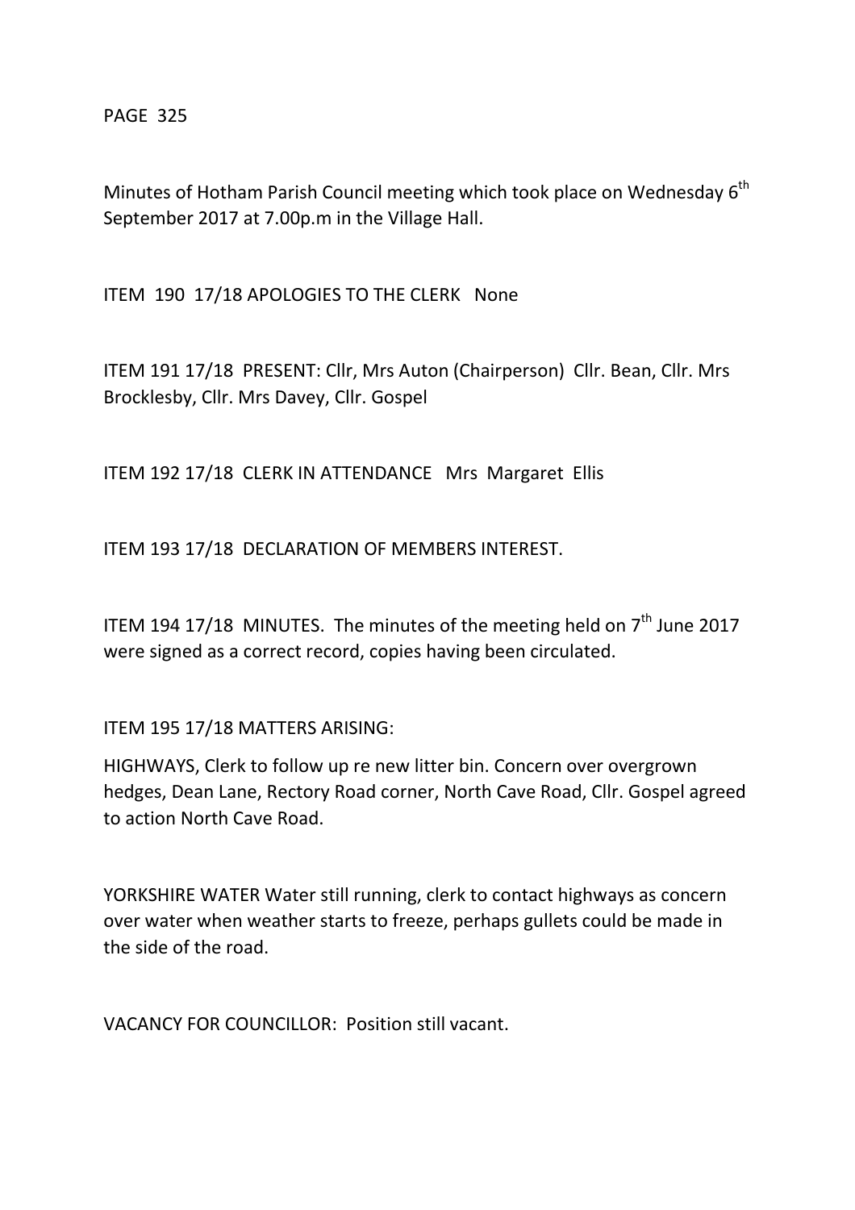PAGE 325

Minutes of Hotham Parish Council meeting which took place on Wednesday 6th September 2017 at 7.00p.m in the Village Hall.

ITEM 190 17/18 APOLOGIES TO THE CLERK None

ITEM 191 17/18 PRESENT: Cllr, Mrs Auton (Chairperson) Cllr. Bean, Cllr. Mrs Brocklesby, Cllr. Mrs Davey, Cllr. Gospel

ITEM 192 17/18 CLERK IN ATTENDANCE Mrs Margaret Ellis

ITEM 193 17/18 DECLARATION OF MEMBERS INTEREST.

ITEM 194 17/18 MINUTES. The minutes of the meeting held on 7th June 2017 were signed as a correct record, copies having been circulated.

ITEM 195 17/18 MATTERS ARISING:

HIGHWAYS, Clerk to follow up re new litter bin. Concern over overgrown hedges, Dean Lane, Rectory Road corner, North Cave Road, Cllr. Gospel agreed to action North Cave Road.

YORKSHIRE WATER Water still running, clerk to contact highways as concern over water when weather starts to freeze, perhaps gullets could be made in the side of the road.

VACANCY FOR COUNCILLOR: Position still vacant.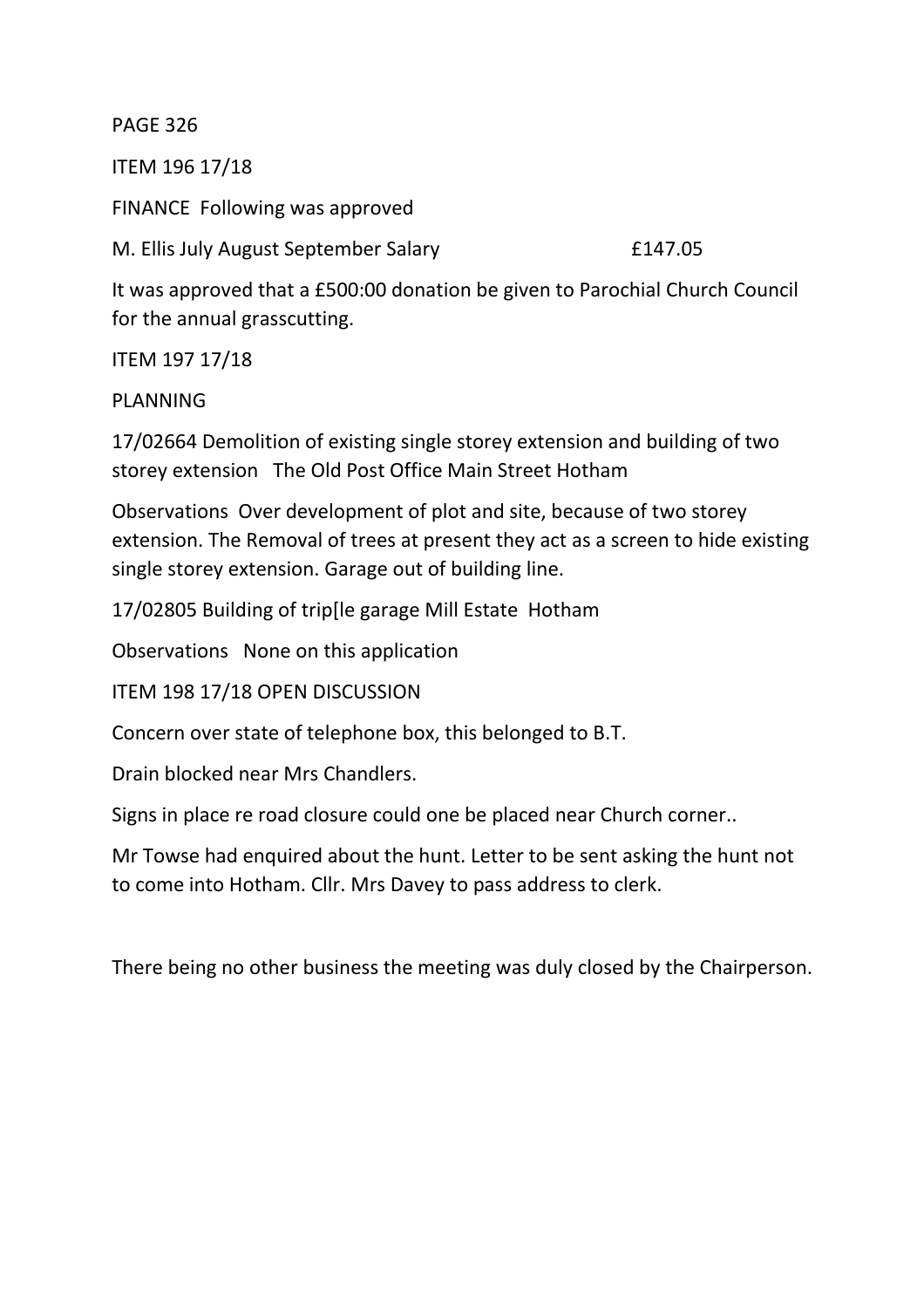PAGE 326

ITEM 196 17/18

FINANCE Following was approved

M. Ellis July August September Salary £147.05

It was approved that a £500:00 donation be given to Parochial Church Council for the annual grasscutting.

ITEM 197 17/18

PLANNING

17/02664 Demolition of existing single storey extension and building of two storey extension The Old Post Office Main Street Hotham

Observations Over development of plot and site, because of two storey extension. The Removal of trees at present they act as a screen to hide existing single storey extension. Garage out of building line.

17/02805 Building of trip[le garage Mill Estate Hotham

Observations None on this application

ITEM 198 17/18 OPEN DISCUSSION

Concern over state of telephone box, this belonged to B.T.

Drain blocked near Mrs Chandlers.

Signs in place re road closure could one be placed near Church corner..

Mr Towse had enquired about the hunt. Letter to be sent asking the hunt not to come into Hotham. Cllr. Mrs Davey to pass address to clerk.

There being no other business the meeting was duly closed by the Chairperson.